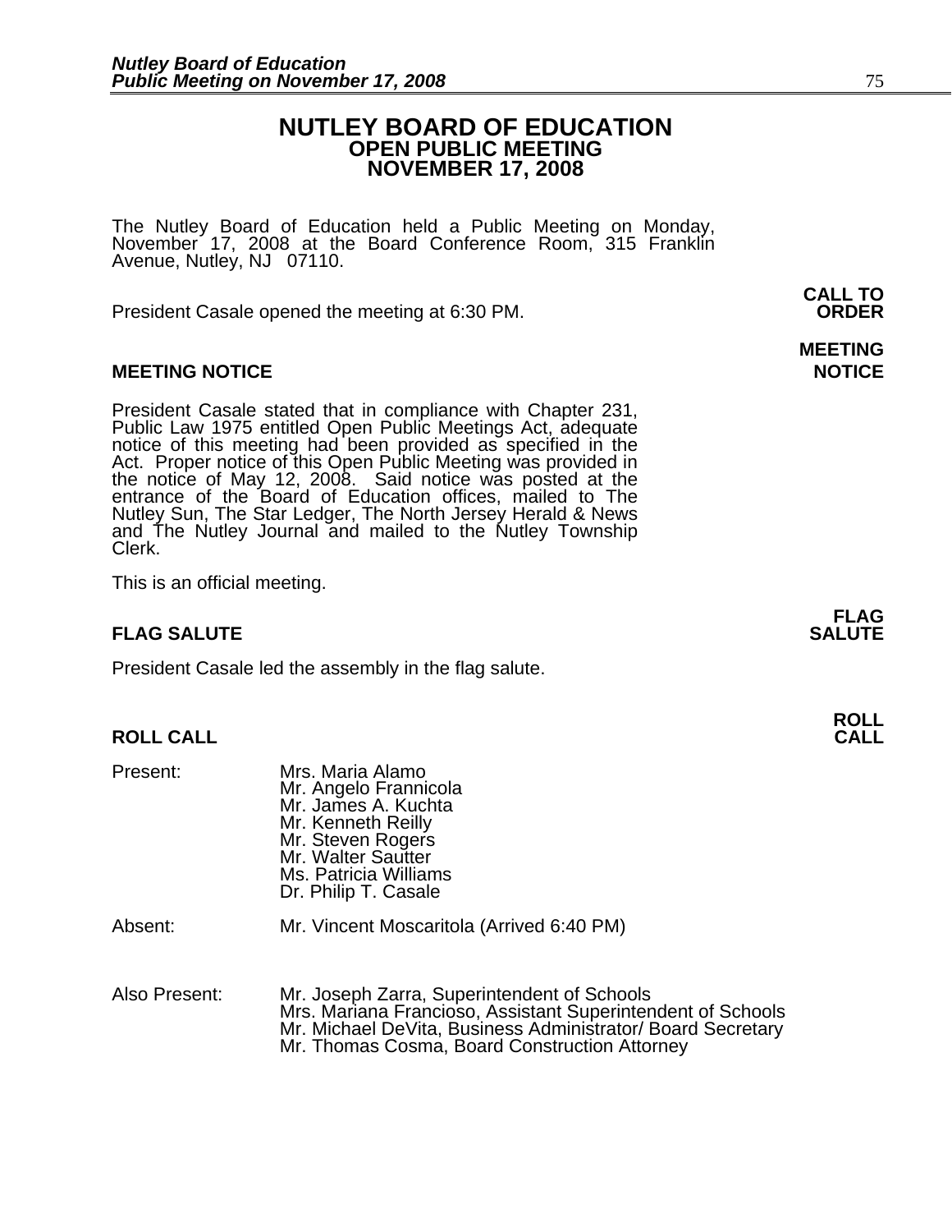# NUTLEY BOARD OF EDUCATION
## OPEN PUBLIC MEETING
## NOVEMBER 17, 2008

The Nutley Board of Education held a Public Meeting on Monday, November 17, 2008 at the Board Conference Room, 315 Franklin Avenue, Nutley, NJ 07110.

**CALL TO ORDER**

President Casale opened the meeting at 6:30 PM.

**MEETING NOTICE**

President Casale stated that in compliance with Chapter 231, Public Law 1975 entitled Open Public Meetings Act, adequate notice of this meeting had been provided as specified in the Act. Proper notice of this Open Public Meeting was provided in the notice of May 12, 2008. Said notice was posted at the entrance of the Board of Education offices, mailed to The Nutley Sun, The Star Ledger, The North Jersey Herald & News and The Nutley Journal and mailed to the Nutley Township Clerk.

This is an official meeting.

**FLAG SALUTE**

President Casale led the assembly in the flag salute.

**ROLL CALL**

Present:
- Mrs. Maria Alamo
- Mr. Angelo Frannicola
- Mr. James A. Kuchta
- Mr. Kenneth Reilly
- Mr. Steven Rogers
- Mr. Walter Sautter
- Ms. Patricia Williams
- Dr. Philip T. Casale

Absent:
- Mr. Vincent Moscaritola (Arrived 6:40 PM)

Also Present:
- Mr. Joseph Zarra, Superintendent of Schools
- Mrs. Mariana Francioso, Assistant Superintendent of Schools
- Mr. Michael DeVita, Business Administrator/ Board Secretary
- Mr. Thomas Cosma, Board Construction Attorney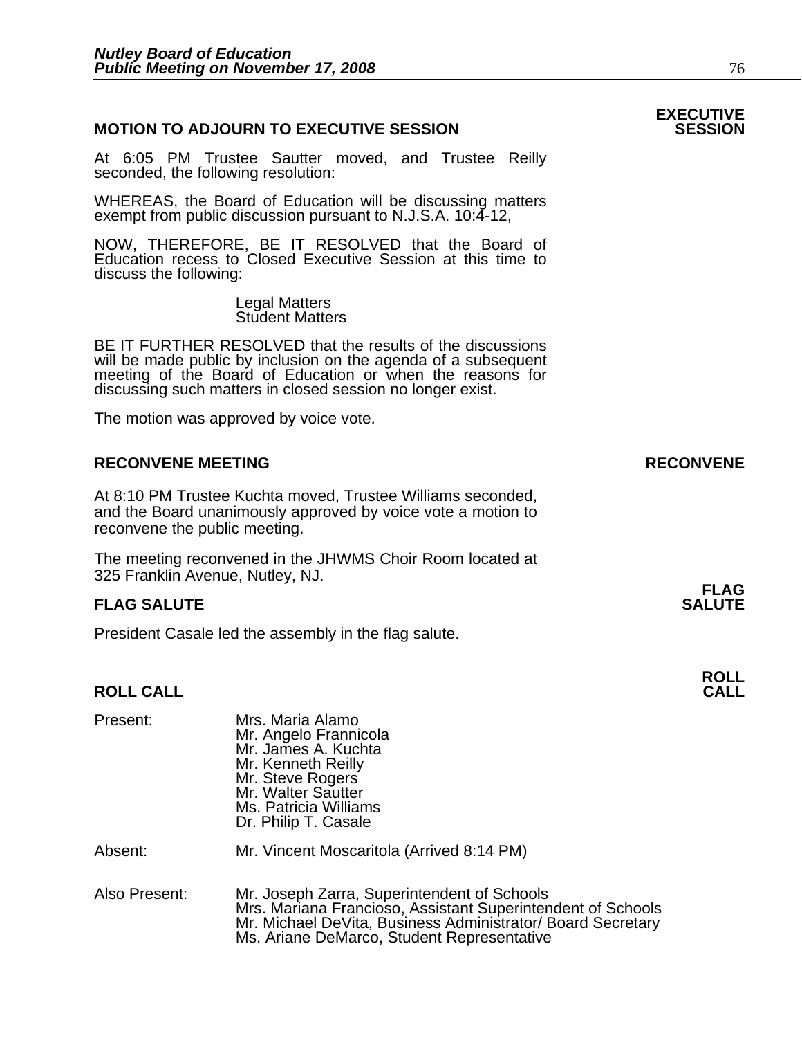## MOTION TO ADJOURN TO EXECUTIVE SESSION

**EXECUTIVE SESSION**

At 6:05 PM Trustee Sautter moved, and Trustee Reilly seconded, the following resolution:

WHEREAS, the Board of Education will be discussing matters exempt from public discussion pursuant to N.J.S.A. 10:4-12,

NOW, THEREFORE, BE IT RESOLVED that the Board of Education recess to Closed Executive Session at this time to discuss the following:

Legal Matters
Student Matters

BE IT FURTHER RESOLVED that the results of the discussions will be made public by inclusion on the agenda of a subsequent meeting of the Board of Education or when the reasons for discussing such matters in closed session no longer exist.

The motion was approved by voice vote.

## RECONVENE MEETING

**RECONVENE**

At 8:10 PM Trustee Kuchta moved, Trustee Williams seconded, and the Board unanimously approved by voice vote a motion to reconvene the public meeting.

The meeting reconvened in the JHWMS Choir Room located at 325 Franklin Avenue, Nutley, NJ.

## FLAG SALUTE

**FLAG SALUTE**

President Casale led the assembly in the flag salute.

## ROLL CALL

**ROLL CALL**

Present:
Mrs. Maria Alamo
Mr. Angelo Frannicola
Mr. James A. Kuchta
Mr. Kenneth Reilly
Mr. Steve Rogers
Mr. Walter Sautter
Ms. Patricia Williams
Dr. Philip T. Casale

Absent:
Mr. Vincent Moscaritola (Arrived 8:14 PM)

Also Present:
Mr. Joseph Zarra, Superintendent of Schools
Mrs. Mariana Francioso, Assistant Superintendent of Schools
Mr. Michael DeVita, Business Administrator/ Board Secretary
Ms. Ariane DeMarco, Student Representative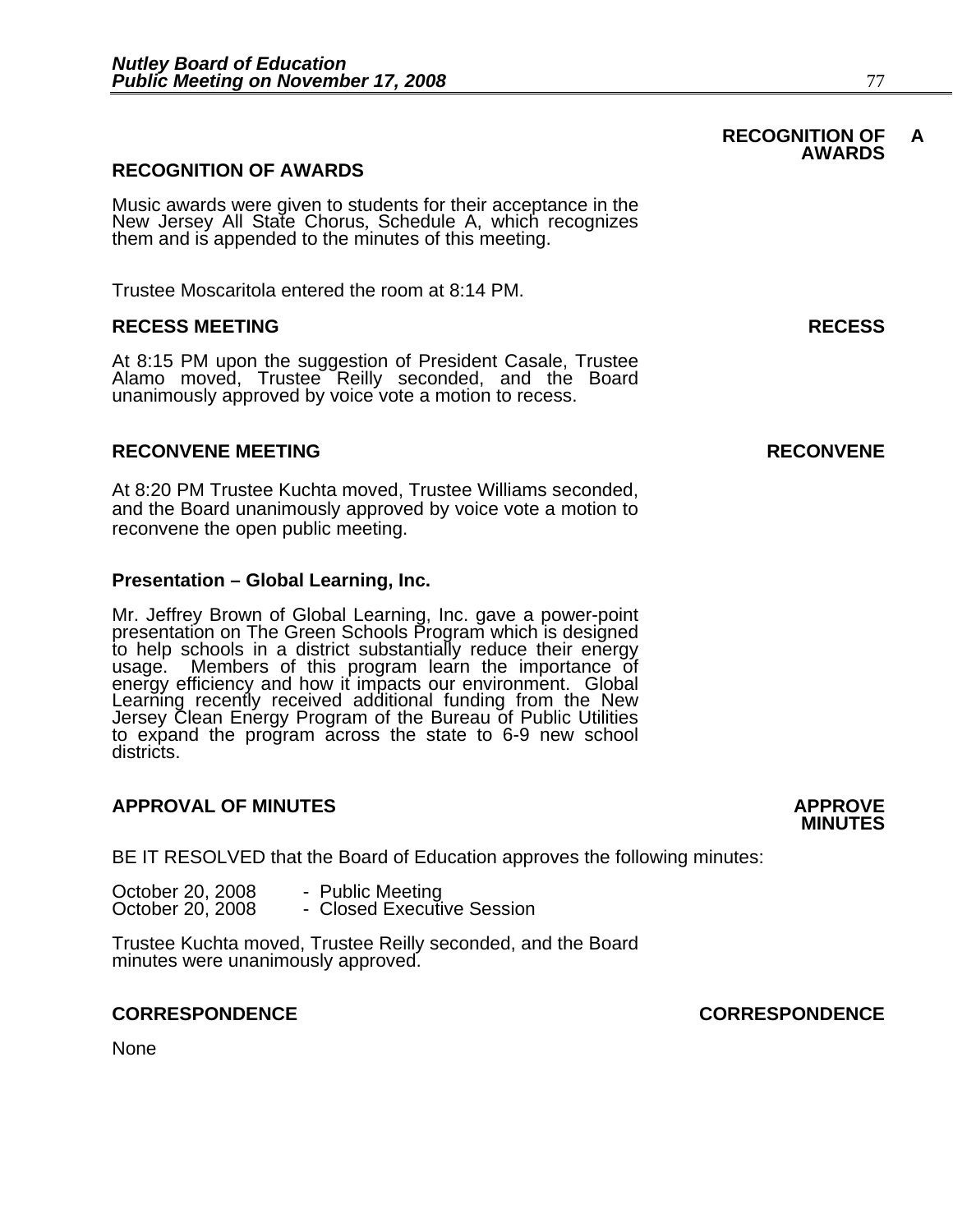**RECOGNITION OF AWARDS**

## RECOGNITION OF AWARDS

Music awards were given to students for their acceptance in the New Jersey All State Chorus, Schedule A, which recognizes them and is appended to the minutes of this meeting.

Trustee Moscaritola entered the room at 8:14 PM.

## RECESS MEETING

**RECESS**

At 8:15 PM upon the suggestion of President Casale, Trustee Alamo moved, Trustee Reilly seconded, and the Board unanimously approved by voice vote a motion to recess.

## RECONVENE MEETING

**RECONVENE**

At 8:20 PM Trustee Kuchta moved, Trustee Williams seconded, and the Board unanimously approved by voice vote a motion to reconvene the open public meeting.

### Presentation – Global Learning, Inc.

Mr. Jeffrey Brown of Global Learning, Inc. gave a power-point presentation on The Green Schools Program which is designed to help schools in a district substantially reduce their energy usage. Members of this program learn the importance of energy efficiency and how it impacts our environment. Global Learning recently received additional funding from the New Jersey Clean Energy Program of the Bureau of Public Utilities to expand the program across the state to 6-9 new school districts.

## APPROVAL OF MINUTES

**APPROVE MINUTES**

BE IT RESOLVED that the Board of Education approves the following minutes:

October 20, 2008 - Public Meeting
October 20, 2008 - Closed Executive Session

Trustee Kuchta moved, Trustee Reilly seconded, and the Board minutes were unanimously approved.

## CORRESPONDENCE

**CORRESPONDENCE**

None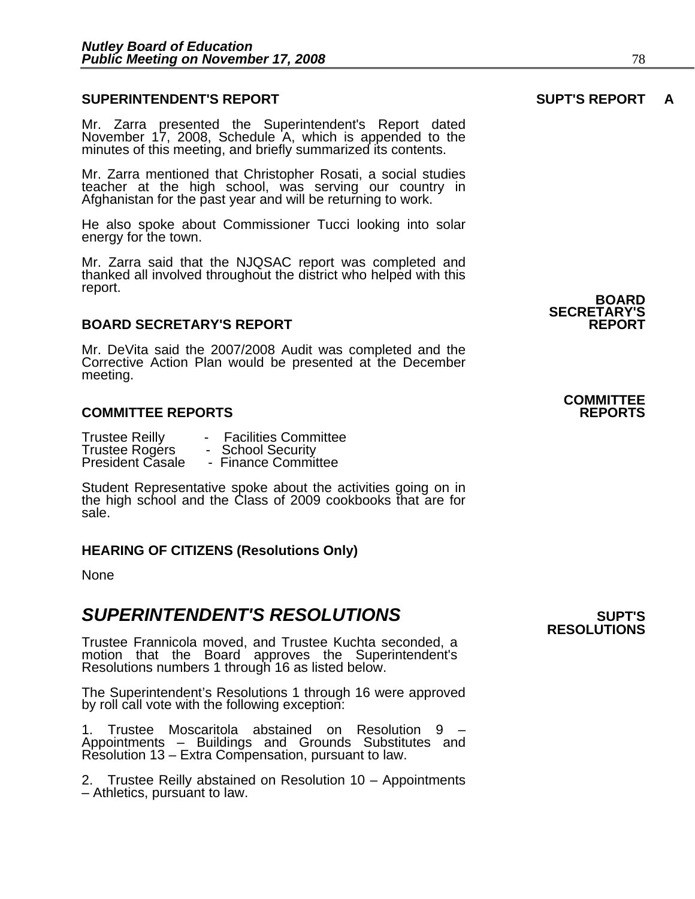**SUPERINTENDENT'S REPORT** **SUPT'S REPORT A**

Mr. Zarra presented the Superintendent's Report dated November 17, 2008, Schedule A, which is appended to the minutes of this meeting, and briefly summarized its contents.

Mr. Zarra mentioned that Christopher Rosati, a social studies teacher at the high school, was serving our country in Afghanistan for the past year and will be returning to work.

He also spoke about Commissioner Tucci looking into solar energy for the town.

Mr. Zarra said that the NJQSAC report was completed and thanked all involved throughout the district who helped with this report.

**BOARD SECRETARY'S REPORT** **BOARD SECRETARY'S REPORT**

Mr. DeVita said the 2007/2008 Audit was completed and the Corrective Action Plan would be presented at the December meeting.

**COMMITTEE REPORTS** **COMMITTEE REPORTS**

Trustee Reilly - Facilities Committee
Trustee Rogers - School Security
President Casale - Finance Committee

Student Representative spoke about the activities going on in the high school and the Class of 2009 cookbooks that are for sale.

**HEARING OF CITIZENS (Resolutions Only)**

None

## *SUPERINTENDENT'S RESOLUTIONS* **SUPT'S RESOLUTIONS**

Trustee Frannicola moved, and Trustee Kuchta seconded, a motion that the Board approves the Superintendent's Resolutions numbers 1 through 16 as listed below.

The Superintendent's Resolutions 1 through 16 were approved by roll call vote with the following exception:

1. Trustee Moscaritola abstained on Resolution 9 – Appointments – Buildings and Grounds Substitutes and Resolution 13 – Extra Compensation, pursuant to law.

2. Trustee Reilly abstained on Resolution 10 – Appointments – Athletics, pursuant to law.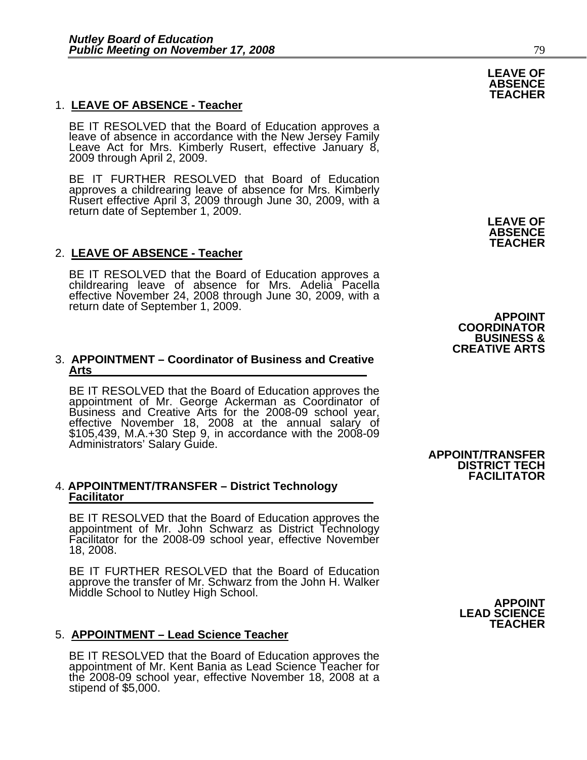**LEAVE OF ABSENCE TEACHER**

1. **LEAVE OF ABSENCE - Teacher**

   BE IT RESOLVED that the Board of Education approves a leave of absence in accordance with the New Jersey Family Leave Act for Mrs. Kimberly Rusert, effective January 8, 2009 through April 2, 2009.

   BE IT FURTHER RESOLVED that Board of Education approves a childrearing leave of absence for Mrs. Kimberly Rusert effective April 3, 2009 through June 30, 2009, with a return date of September 1, 2009.

**LEAVE OF ABSENCE TEACHER**

2. **LEAVE OF ABSENCE - Teacher**

   BE IT RESOLVED that the Board of Education approves a childrearing leave of absence for Mrs. Adelia Pacella effective November 24, 2008 through June 30, 2009, with a return date of September 1, 2009.

**APPOINT COORDINATOR BUSINESS & CREATIVE ARTS**

3. **APPOINTMENT – Coordinator of Business and Creative Arts**

   BE IT RESOLVED that the Board of Education approves the appointment of Mr. George Ackerman as Coordinator of Business and Creative Arts for the 2008-09 school year, effective November 18, 2008 at the annual salary of $105,439, M.A.+30 Step 9, in accordance with the 2008-09 Administrators' Salary Guide.

**APPOINT/TRANSFER DISTRICT TECH FACILITATOR**

4. **APPOINTMENT/TRANSFER – District Technology Facilitator**

   BE IT RESOLVED that the Board of Education approves the appointment of Mr. John Schwarz as District Technology Facilitator for the 2008-09 school year, effective November 18, 2008.

   BE IT FURTHER RESOLVED that the Board of Education approve the transfer of Mr. Schwarz from the John H. Walker Middle School to Nutley High School.

**APPOINT LEAD SCIENCE TEACHER**

5. **APPOINTMENT – Lead Science Teacher**

   BE IT RESOLVED that the Board of Education approves the appointment of Mr. Kent Bania as Lead Science Teacher for the 2008-09 school year, effective November 18, 2008 at a stipend of $5,000.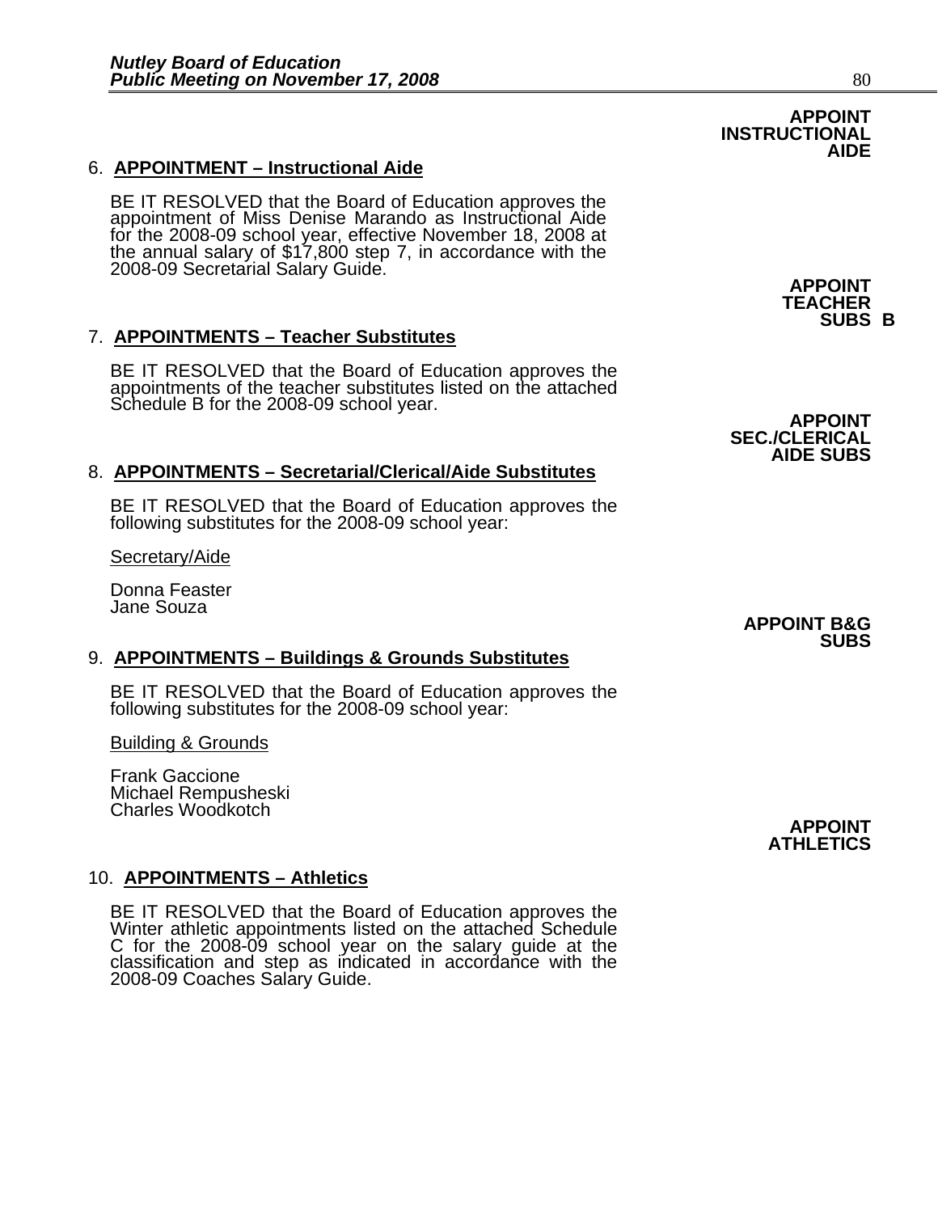**APPOINT INSTRUCTIONAL AIDE**

6. **APPOINTMENT – Instructional Aide**

BE IT RESOLVED that the Board of Education approves the appointment of Miss Denise Marando as Instructional Aide for the 2008-09 school year, effective November 18, 2008 at the annual salary of $17,800 step 7, in accordance with the 2008-09 Secretarial Salary Guide.

**APPOINT TEACHER SUBS B**

7. **APPOINTMENTS – Teacher Substitutes**

BE IT RESOLVED that the Board of Education approves the appointments of the teacher substitutes listed on the attached Schedule B for the 2008-09 school year.

**APPOINT SEC./CLERICAL AIDE SUBS**

8. **APPOINTMENTS – Secretarial/Clerical/Aide Substitutes**

BE IT RESOLVED that the Board of Education approves the following substitutes for the 2008-09 school year:

Secretary/Aide

Donna Feaster
Jane Souza

**APPOINT B&G SUBS**

9. **APPOINTMENTS – Buildings & Grounds Substitutes**

BE IT RESOLVED that the Board of Education approves the following substitutes for the 2008-09 school year:

Building & Grounds

Frank Gaccione
Michael Rempusheski
Charles Woodkotch

**APPOINT ATHLETICS**

10. **APPOINTMENTS – Athletics**

BE IT RESOLVED that the Board of Education approves the Winter athletic appointments listed on the attached Schedule C for the 2008-09 school year on the salary guide at the classification and step as indicated in accordance with the 2008-09 Coaches Salary Guide.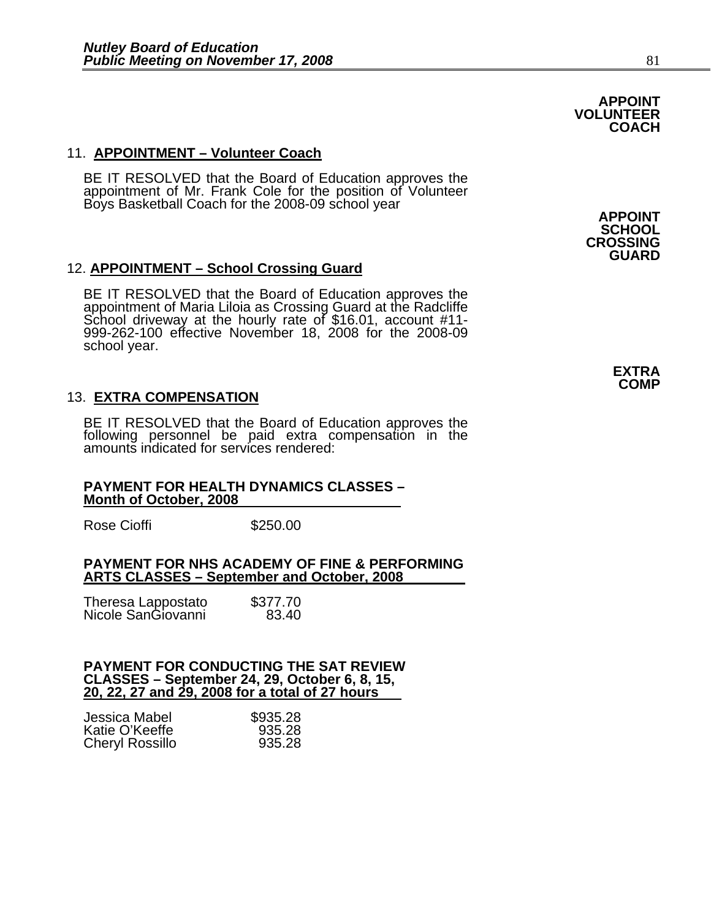**APPOINT VOLUNTEER COACH**

11. **APPOINTMENT – Volunteer Coach**

BE IT RESOLVED that the Board of Education approves the appointment of Mr. Frank Cole for the position of Volunteer Boys Basketball Coach for the 2008-09 school year

**APPOINT SCHOOL CROSSING GUARD**

12. **APPOINTMENT – School Crossing Guard**

BE IT RESOLVED that the Board of Education approves the appointment of Maria Liloia as Crossing Guard at the Radcliffe School driveway at the hourly rate of $16.01, account #11-999-262-100 effective November 18, 2008 for the 2008-09 school year.

**EXTRA COMP**

13. **EXTRA COMPENSATION**

BE IT RESOLVED that the Board of Education approves the following personnel be paid extra compensation in the amounts indicated for services rendered:

**PAYMENT FOR HEALTH DYNAMICS CLASSES – Month of October, 2008**

| | |
|---|---|
| Rose Cioffi | $250.00 |

**PAYMENT FOR NHS ACADEMY OF FINE & PERFORMING ARTS CLASSES – September and October, 2008**

| | |
|---|---|
| Theresa Lappostato | $377.70 |
| Nicole SanGiovanni | 83.40 |

**PAYMENT FOR CONDUCTING THE SAT REVIEW CLASSES – September 24, 29, October 6, 8, 15, 20, 22, 27 and 29, 2008 for a total of 27 hours**

| | |
|---|---|
| Jessica Mabel | $935.28 |
| Katie O'Keeffe | 935.28 |
| Cheryl Rossillo | 935.28 |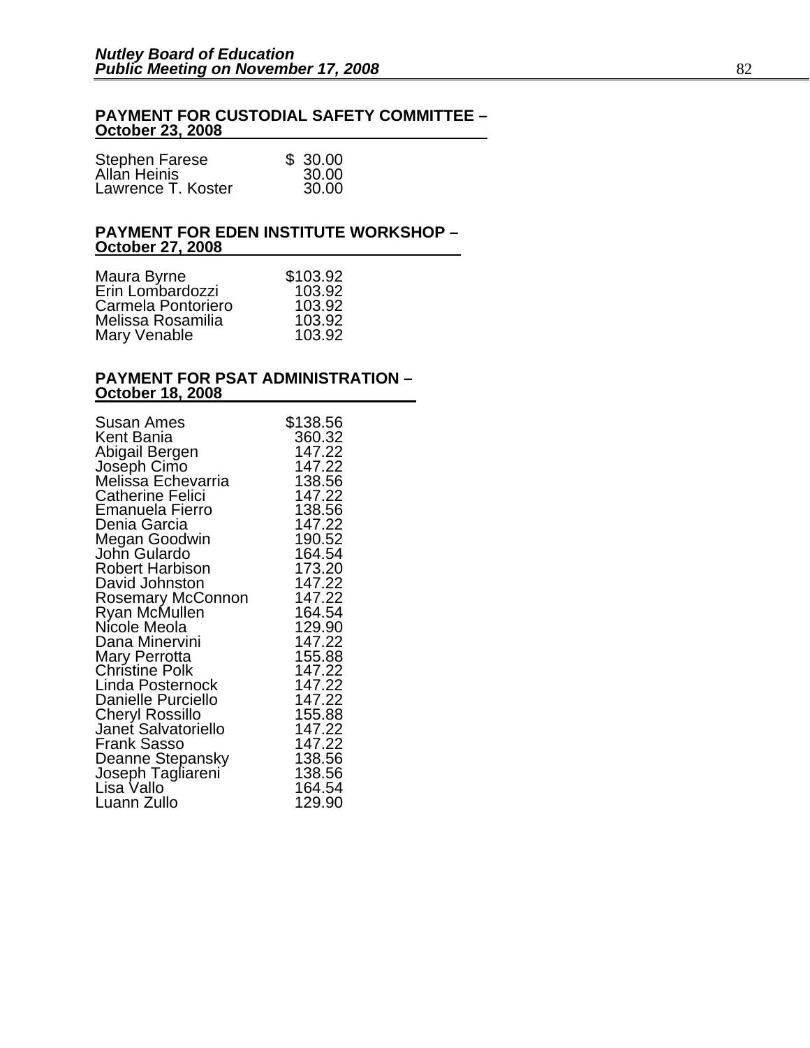**PAYMENT FOR CUSTODIAL SAFETY COMMITTEE – October 23, 2008**

| | |
|---|---|
| Stephen Farese | $ 30.00 |
| Allan Heinis | 30.00 |
| Lawrence T. Koster | 30.00 |

**PAYMENT FOR EDEN INSTITUTE WORKSHOP – October 27, 2008**

| | |
|---|---|
| Maura Byrne | $103.92 |
| Erin Lombardozzi | 103.92 |
| Carmela Pontoriero | 103.92 |
| Melissa Rosamilia | 103.92 |
| Mary Venable | 103.92 |

**PAYMENT FOR PSAT ADMINISTRATION – October 18, 2008**

| | |
|---|---|
| Susan Ames | $138.56 |
| Kent Bania | 360.32 |
| Abigail Bergen | 147.22 |
| Joseph Cimo | 147.22 |
| Melissa Echevarria | 138.56 |
| Catherine Felici | 147.22 |
| Emanuela Fierro | 138.56 |
| Denia Garcia | 147.22 |
| Megan Goodwin | 190.52 |
| John Gulardo | 164.54 |
| Robert Harbison | 173.20 |
| David Johnston | 147.22 |
| Rosemary McConnon | 147.22 |
| Ryan McMullen | 164.54 |
| Nicole Meola | 129.90 |
| Dana Minervini | 147.22 |
| Mary Perrotta | 155.88 |
| Christine Polk | 147.22 |
| Linda Posternock | 147.22 |
| Danielle Purciello | 147.22 |
| Cheryl Rossillo | 155.88 |
| Janet Salvatoriello | 147.22 |
| Frank Sasso | 147.22 |
| Deanne Stepansky | 138.56 |
| Joseph Tagliareni | 138.56 |
| Lisa Vallo | 164.54 |
| Luann Zullo | 129.90 |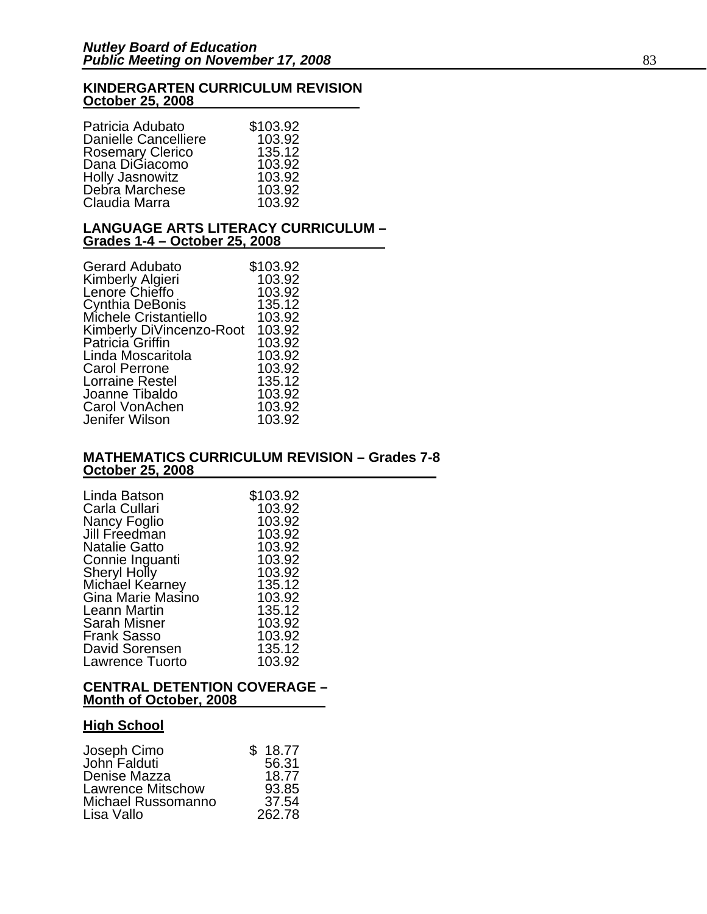**KINDERGARTEN CURRICULUM REVISION**
**October 25, 2008**

| | |
|---|---|
| Patricia Adubato | $103.92 |
| Danielle Cancelliere | 103.92 |
| Rosemary Clerico | 135.12 |
| Dana DiGiacomo | 103.92 |
| Holly Jasnowitz | 103.92 |
| Debra Marchese | 103.92 |
| Claudia Marra | 103.92 |

**LANGUAGE ARTS LITERACY CURRICULUM –**
**Grades 1-4 – October 25, 2008**

| | |
|---|---|
| Gerard Adubato | $103.92 |
| Kimberly Algieri | 103.92 |
| Lenore Chieffo | 103.92 |
| Cynthia DeBonis | 135.12 |
| Michele Cristantiello | 103.92 |
| Kimberly DiVincenzo-Root | 103.92 |
| Patricia Griffin | 103.92 |
| Linda Moscaritola | 103.92 |
| Carol Perrone | 103.92 |
| Lorraine Restel | 135.12 |
| Joanne Tibaldo | 103.92 |
| Carol VonAchen | 103.92 |
| Jenifer Wilson | 103.92 |

**MATHEMATICS CURRICULUM REVISION – Grades 7-8**
**October 25, 2008**

| | |
|---|---|
| Linda Batson | $103.92 |
| Carla Cullari | 103.92 |
| Nancy Foglio | 103.92 |
| Jill Freedman | 103.92 |
| Natalie Gatto | 103.92 |
| Connie Inguanti | 103.92 |
| Sheryl Holly | 103.92 |
| Michael Kearney | 135.12 |
| Gina Marie Masino | 103.92 |
| Leann Martin | 135.12 |
| Sarah Misner | 103.92 |
| Frank Sasso | 103.92 |
| David Sorensen | 135.12 |
| Lawrence Tuorto | 103.92 |

**CENTRAL DETENTION COVERAGE –**
**Month of October, 2008**

**High School**

| | |
|---|---|
| Joseph Cimo | $ 18.77 |
| John Falduti | 56.31 |
| Denise Mazza | 18.77 |
| Lawrence Mitschow | 93.85 |
| Michael Russomanno | 37.54 |
| Lisa Vallo | 262.78 |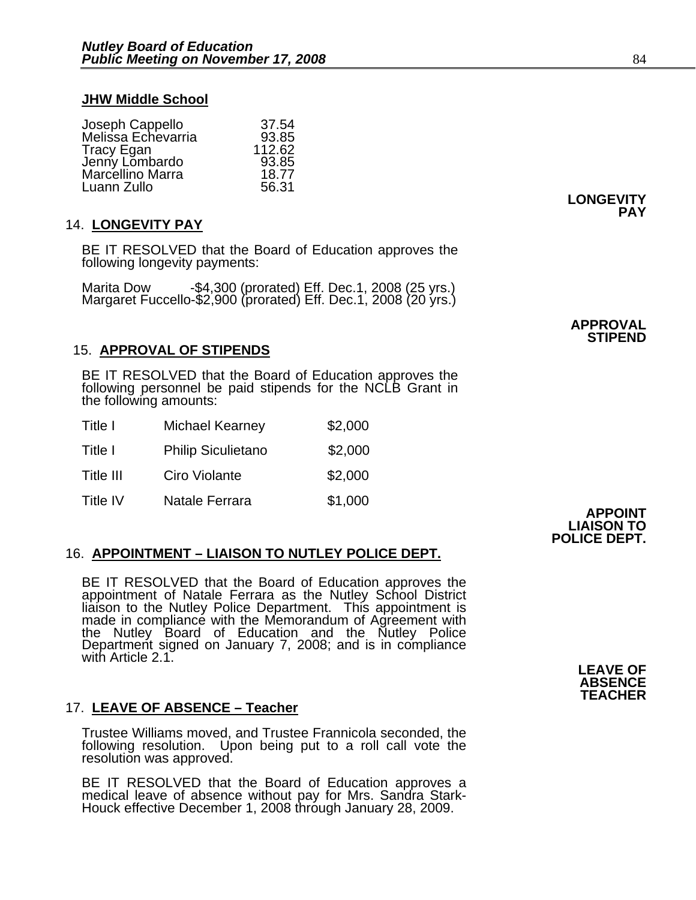**JHW Middle School**

| | |
|---|---|
| Joseph Cappello | 37.54 |
| Melissa Echevarria | 93.85 |
| Tracy Egan | 112.62 |
| Jenny Lombardo | 93.85 |
| Marcellino Marra | 18.77 |
| Luann Zullo | 56.31 |

**LONGEVITY PAY**

14. **LONGEVITY PAY**

BE IT RESOLVED that the Board of Education approves the following longevity payments:

Marita Dow -$4,300 (prorated) Eff. Dec.1, 2008 (25 yrs.)
Margaret Fuccello-$2,900 (prorated) Eff. Dec.1, 2008 (20 yrs.)

**APPROVAL STIPEND**

15. **APPROVAL OF STIPENDS**

BE IT RESOLVED that the Board of Education approves the following personnel be paid stipends for the NCLB Grant in the following amounts:

| | | |
|---|---|---|
| Title I | Michael Kearney | $2,000 |
| Title I | Philip Siculietano | $2,000 |
| Title III | Ciro Violante | $2,000 |
| Title IV | Natale Ferrara | $1,000 |

**APPOINT LIAISON TO POLICE DEPT.**

16. **APPOINTMENT – LIAISON TO NUTLEY POLICE DEPT.**

BE IT RESOLVED that the Board of Education approves the appointment of Natale Ferrara as the Nutley School District liaison to the Nutley Police Department. This appointment is made in compliance with the Memorandum of Agreement with the Nutley Board of Education and the Nutley Police Department signed on January 7, 2008; and is in compliance with Article 2.1.

**LEAVE OF ABSENCE TEACHER**

17. **LEAVE OF ABSENCE – Teacher**

Trustee Williams moved, and Trustee Frannicola seconded, the following resolution. Upon being put to a roll call vote the resolution was approved.

BE IT RESOLVED that the Board of Education approves a medical leave of absence without pay for Mrs. Sandra Stark-Houck effective December 1, 2008 through January 28, 2009.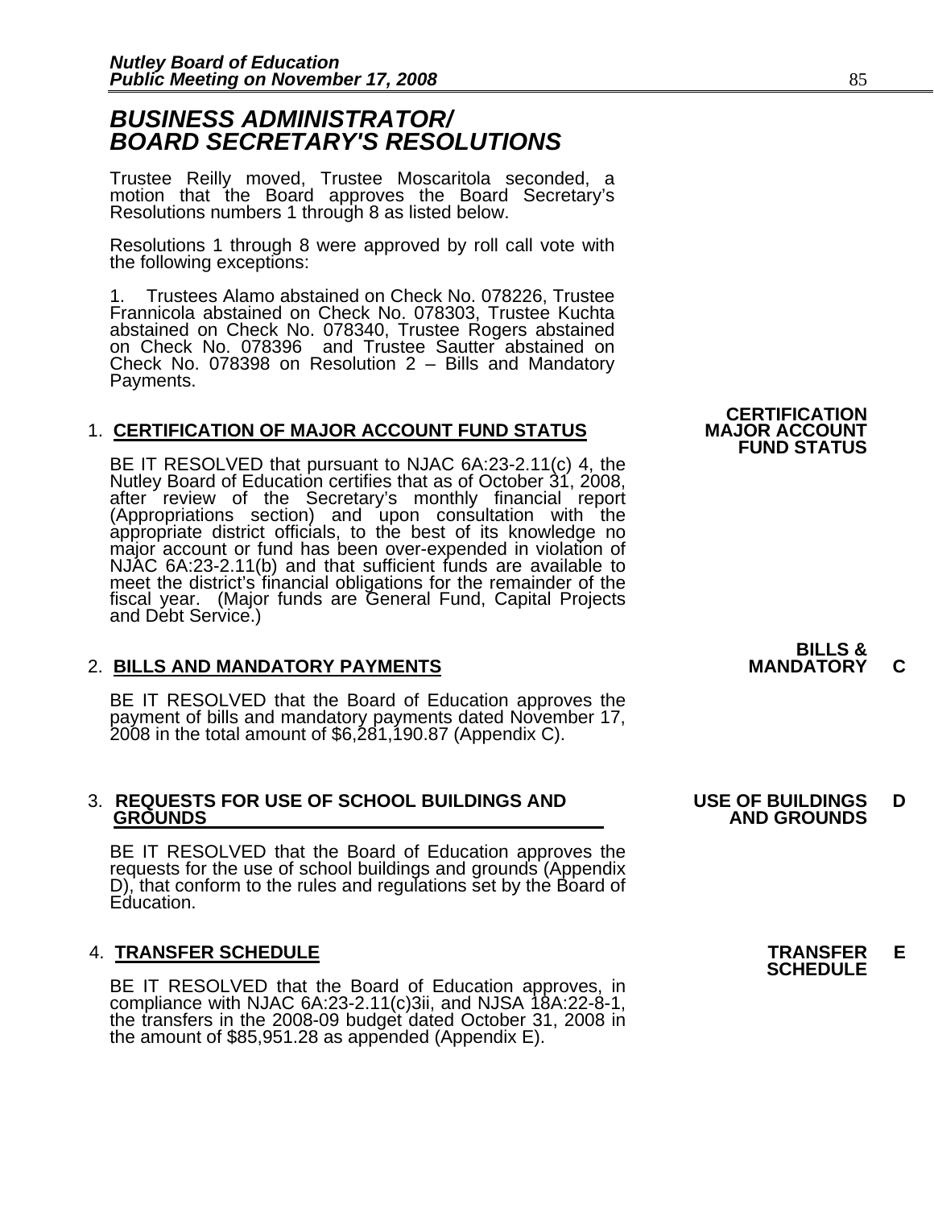# *BUSINESS ADMINISTRATOR/ BOARD SECRETARY'S RESOLUTIONS*

Trustee Reilly moved, Trustee Moscaritola seconded, a motion that the Board approves the Board Secretary's Resolutions numbers 1 through 8 as listed below.

Resolutions 1 through 8 were approved by roll call vote with the following exceptions:

1. Trustees Alamo abstained on Check No. 078226, Trustee Frannicola abstained on Check No. 078303, Trustee Kuchta abstained on Check No. 078340, Trustee Rogers abstained on Check No. 078396 and Trustee Sautter abstained on Check No. 078398 on Resolution 2 – Bills and Mandatory Payments.

**CERTIFICATION MAJOR ACCOUNT FUND STATUS**

1. **CERTIFICATION OF MAJOR ACCOUNT FUND STATUS**

   BE IT RESOLVED that pursuant to NJAC 6A:23-2.11(c) 4, the Nutley Board of Education certifies that as of October 31, 2008, after review of the Secretary's monthly financial report (Appropriations section) and upon consultation with the appropriate district officials, to the best of its knowledge no major account or fund has been over-expended in violation of NJAC 6A:23-2.11(b) and that sufficient funds are available to meet the district's financial obligations for the remainder of the fiscal year. (Major funds are General Fund, Capital Projects and Debt Service.)

**BILLS & MANDATORY C**

2. **BILLS AND MANDATORY PAYMENTS**

   BE IT RESOLVED that the Board of Education approves the payment of bills and mandatory payments dated November 17, 2008 in the total amount of $6,281,190.87 (Appendix C).

**USE OF BUILDINGS AND GROUNDS D**

3. **REQUESTS FOR USE OF SCHOOL BUILDINGS AND GROUNDS**

   BE IT RESOLVED that the Board of Education approves the requests for the use of school buildings and grounds (Appendix D), that conform to the rules and regulations set by the Board of Education.

**TRANSFER SCHEDULE E**

4. **TRANSFER SCHEDULE**

   BE IT RESOLVED that the Board of Education approves, in compliance with NJAC 6A:23-2.11(c)3ii, and NJSA 18A:22-8-1, the transfers in the 2008-09 budget dated October 31, 2008 in the amount of $85,951.28 as appended (Appendix E).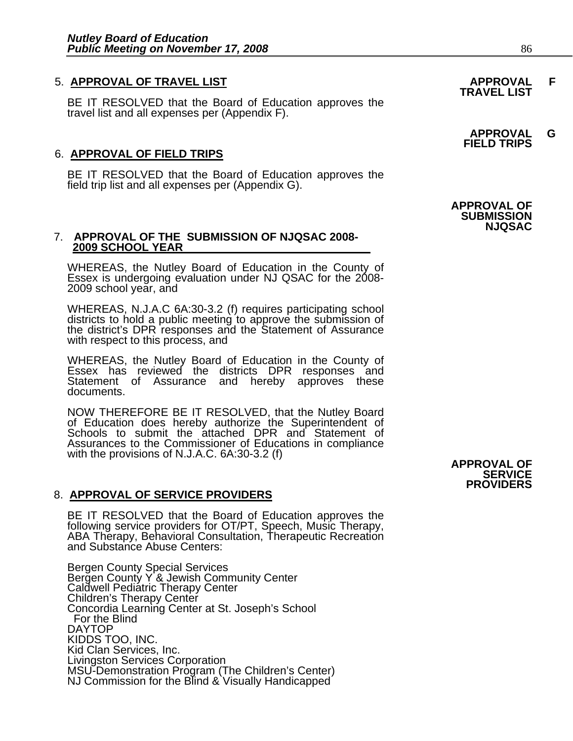5. **APPROVAL OF TRAVEL LIST**

**APPROVAL F TRAVEL LIST**

BE IT RESOLVED that the Board of Education approves the travel list and all expenses per (Appendix F).

**APPROVAL G FIELD TRIPS**

6. **APPROVAL OF FIELD TRIPS**

BE IT RESOLVED that the Board of Education approves the field trip list and all expenses per (Appendix G).

**APPROVAL OF SUBMISSION NJQSAC**

7. **APPROVAL OF THE SUBMISSION OF NJQSAC 2008-2009 SCHOOL YEAR**

WHEREAS, the Nutley Board of Education in the County of Essex is undergoing evaluation under NJ QSAC for the 2008-2009 school year, and

WHEREAS, N.J.A.C 6A:30-3.2 (f) requires participating school districts to hold a public meeting to approve the submission of the district's DPR responses and the Statement of Assurance with respect to this process, and

WHEREAS, the Nutley Board of Education in the County of Essex has reviewed the districts DPR responses and Statement of Assurance and hereby approves these documents.

NOW THEREFORE BE IT RESOLVED, that the Nutley Board of Education does hereby authorize the Superintendent of Schools to submit the attached DPR and Statement of Assurances to the Commissioner of Educations in compliance with the provisions of N.J.A.C. 6A:30-3.2 (f)

**APPROVAL OF SERVICE PROVIDERS**

8. **APPROVAL OF SERVICE PROVIDERS**

BE IT RESOLVED that the Board of Education approves the following service providers for OT/PT, Speech, Music Therapy, ABA Therapy, Behavioral Consultation, Therapeutic Recreation and Substance Abuse Centers:

Bergen County Special Services
Bergen County Y & Jewish Community Center
Caldwell Pediatric Therapy Center
Children's Therapy Center
Concordia Learning Center at St. Joseph's School
  For the Blind
DAYTOP
KIDDS TOO, INC.
Kid Clan Services, Inc.
Livingston Services Corporation
MSU-Demonstration Program (The Children's Center)
NJ Commission for the Blind & Visually Handicapped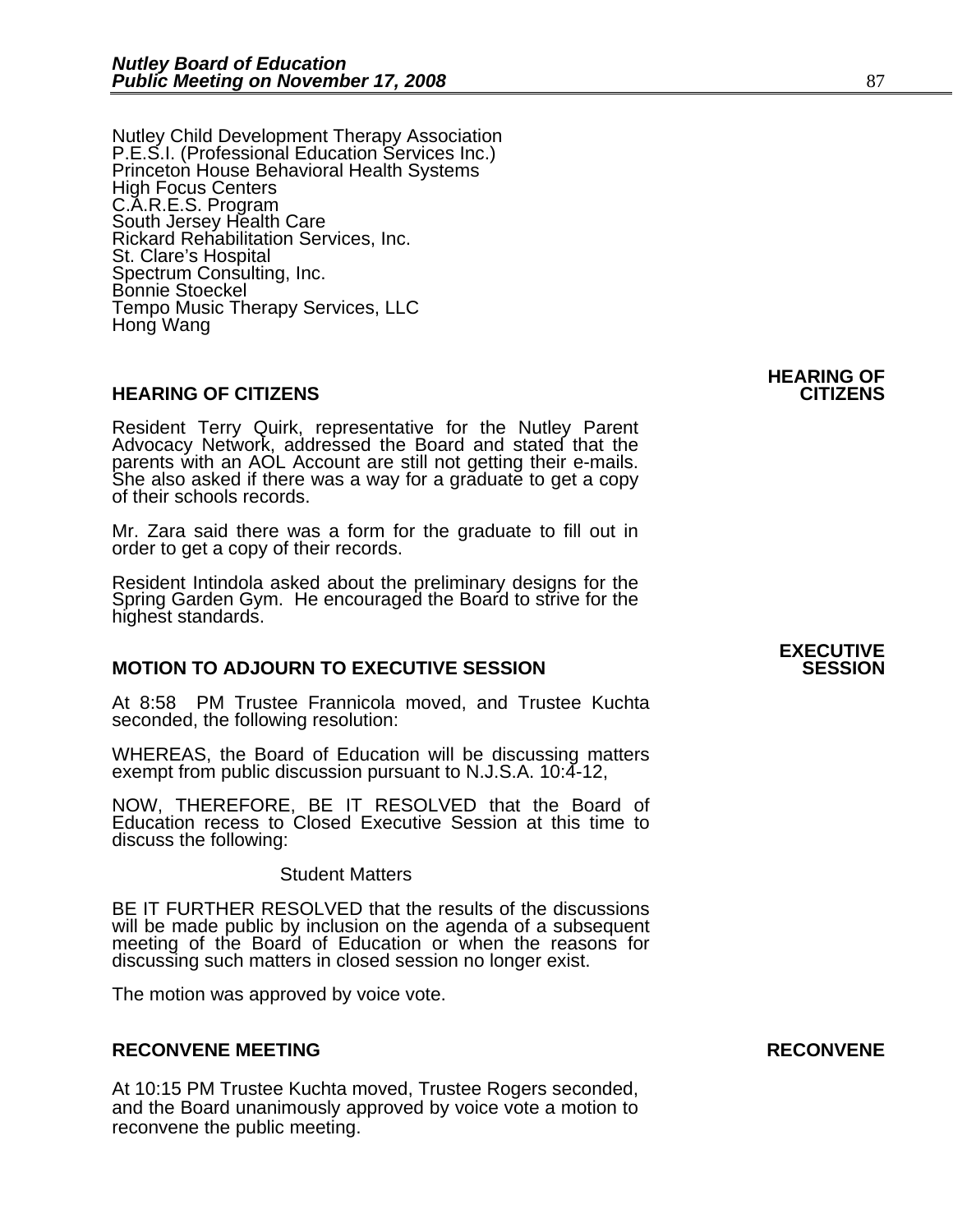Nutley Child Development Therapy Association
P.E.S.I. (Professional Education Services Inc.)
Princeton House Behavioral Health Systems
High Focus Centers
C.A.R.E.S. Program
South Jersey Health Care
Rickard Rehabilitation Services, Inc.
St. Clare's Hospital
Spectrum Consulting, Inc.
Bonnie Stoeckel
Tempo Music Therapy Services, LLC
Hong Wang

## HEARING OF CITIZENS

**HEARING OF CITIZENS**

Resident Terry Quirk, representative for the Nutley Parent Advocacy Network, addressed the Board and stated that the parents with an AOL Account are still not getting their e-mails. She also asked if there was a way for a graduate to get a copy of their schools records.

Mr. Zara said there was a form for the graduate to fill out in order to get a copy of their records.

Resident Intindola asked about the preliminary designs for the Spring Garden Gym. He encouraged the Board to strive for the highest standards.

## MOTION TO ADJOURN TO EXECUTIVE SESSION

**EXECUTIVE SESSION**

At 8:58 PM Trustee Frannicola moved, and Trustee Kuchta seconded, the following resolution:

WHEREAS, the Board of Education will be discussing matters exempt from public discussion pursuant to N.J.S.A. 10:4-12,

NOW, THEREFORE, BE IT RESOLVED that the Board of Education recess to Closed Executive Session at this time to discuss the following:

Student Matters

BE IT FURTHER RESOLVED that the results of the discussions will be made public by inclusion on the agenda of a subsequent meeting of the Board of Education or when the reasons for discussing such matters in closed session no longer exist.

The motion was approved by voice vote.

## RECONVENE MEETING

**RECONVENE**

At 10:15 PM Trustee Kuchta moved, Trustee Rogers seconded, and the Board unanimously approved by voice vote a motion to reconvene the public meeting.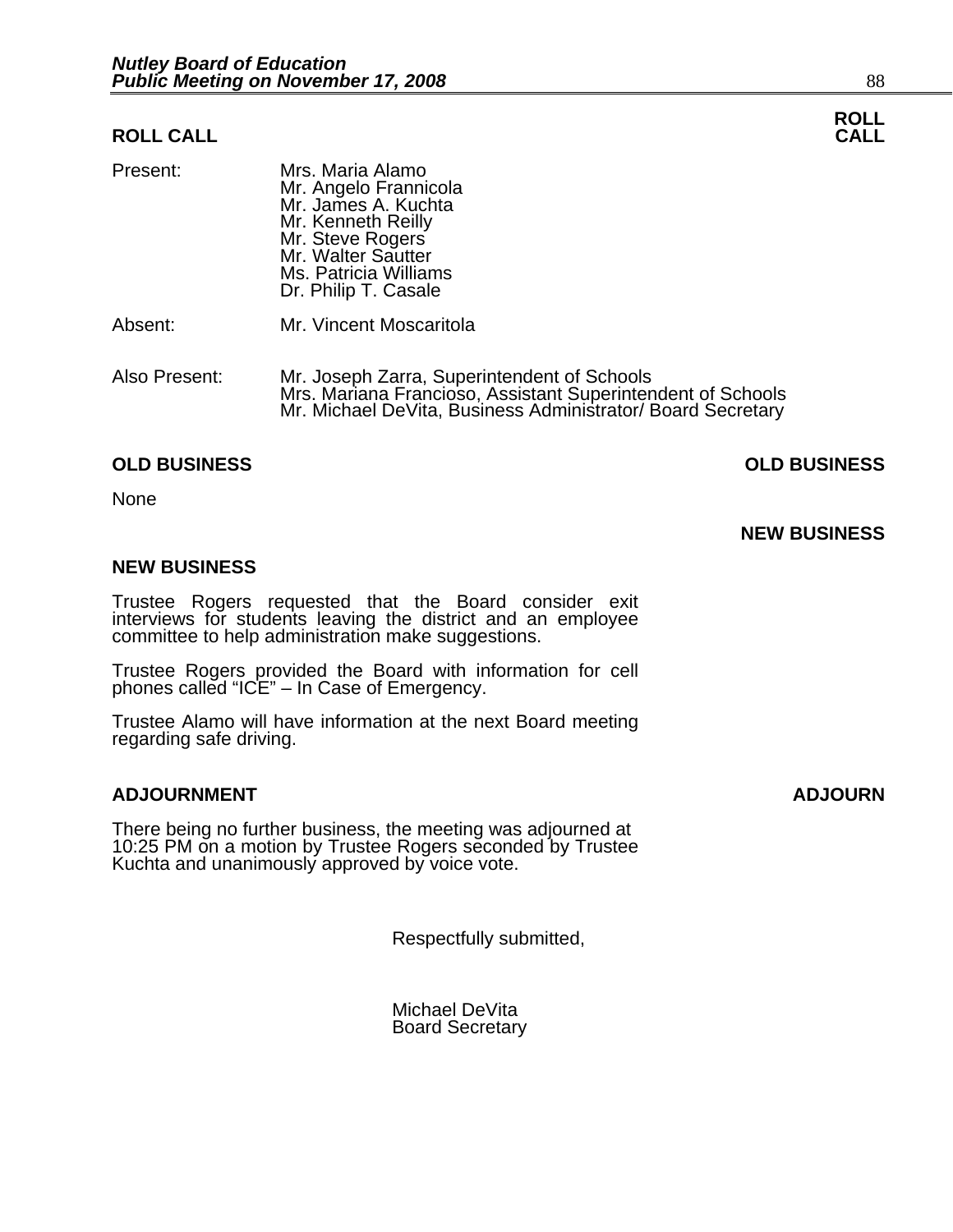## ROLL CALL

ROLL CALL

| | |
|---|---|
| Present: | Mrs. Maria Alamo<br>Mr. Angelo Frannicola<br>Mr. James A. Kuchta<br>Mr. Kenneth Reilly<br>Mr. Steve Rogers<br>Mr. Walter Sautter<br>Ms. Patricia Williams<br>Dr. Philip T. Casale |
| Absent: | Mr. Vincent Moscaritola |
| Also Present: | Mr. Joseph Zarra, Superintendent of Schools<br>Mrs. Mariana Francioso, Assistant Superintendent of Schools<br>Mr. Michael DeVita, Business Administrator/ Board Secretary |

## OLD BUSINESS

OLD BUSINESS

None

NEW BUSINESS

## NEW BUSINESS

Trustee Rogers requested that the Board consider exit interviews for students leaving the district and an employee committee to help administration make suggestions.

Trustee Rogers provided the Board with information for cell phones called "ICE" – In Case of Emergency.

Trustee Alamo will have information at the next Board meeting regarding safe driving.

## ADJOURNMENT

ADJOURN

There being no further business, the meeting was adjourned at 10:25 PM on a motion by Trustee Rogers seconded by Trustee Kuchta and unanimously approved by voice vote.

Respectfully submitted,

Michael DeVita
Board Secretary